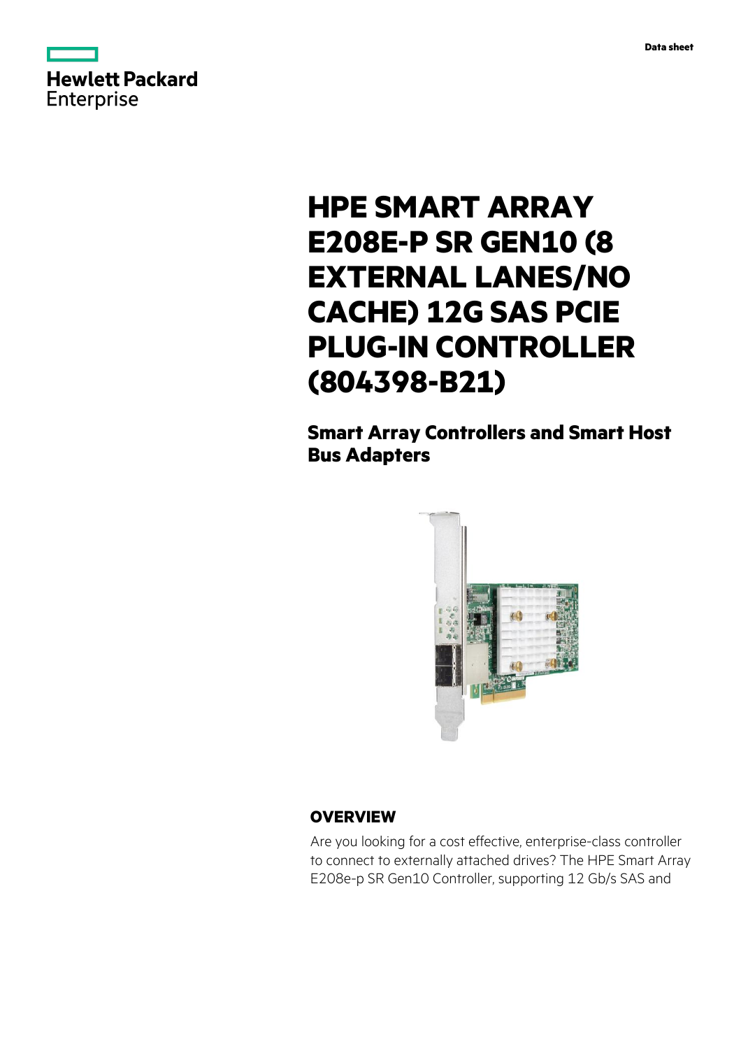Hewlett Packard Enterprise

Data sheet

# HPE SMART ARRAY E208E-P SR GEN10 (8 EXTERNAL LANES/NO CACHE) 12G SAS PCIE PLUG-IN CONTROLLER (804398-B21)

## Smart Array Controllers and Smart Host Bus Adapters

## OVERVIEW

Are you looking for a cost effective, enterprise-class controller to connect to externally attached drives? The HPE Smart Array E208e-p SR Gen10 Controller, supporting 12 Gb/s SAS and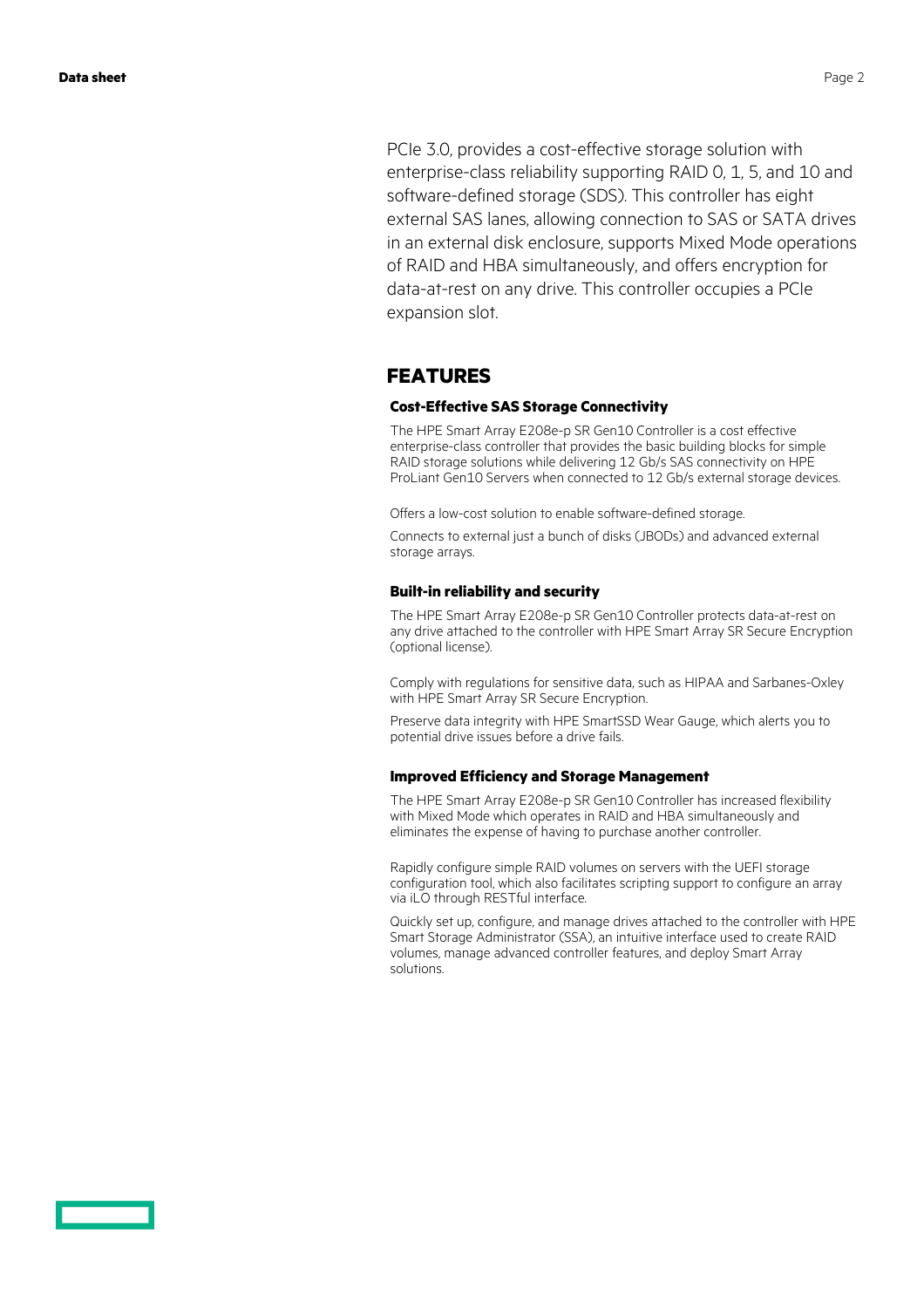PCIe 3.0, provides a cost-effective storage solution with enterprise-class reliability supporting RAID 0, 1, 5, and 10 and software-defined storage (SDS). This controller has eight external SAS lanes, allowing connection to SAS or SATA drives in an external disk enclosure, supports Mixed Mode operations of RAID and HBA simultaneously, and offers encryption for data-at-rest on any drive. This controller occupies a PCIe expansion slot.

## FEATURES

### Cost-Effective SAS Storage Connectivity

The HPE Smart Array E208e-p SR Gen10 Controller is a cost effective enterprise-class controller that provides the basic building blocks for simple RAID storage solutions while delivering 12 Gb/s SAS connectivity on HPE ProLiant Gen10 Servers when connected to 12 Gb/s external storage devices.

Offers a low-cost solution to enable software-defined storage.

Connects to external just a bunch of disks (JBODs) and advanced external storage arrays.

### Built-in reliability and security

The HPE Smart Array E208e-p SR Gen10 Controller protects data-at-rest on any drive attached to the controller with HPE Smart Array SR Secure Encryption (optional license).

Comply with regulations for sensitive data, such as HIPAA and Sarbanes-Oxley with HPE Smart Array SR Secure Encryption.

Preserve data integrity with HPE SmartSSD Wear Gauge, which alerts you to potential drive issues before a drive fails.

### Improved Efficiency and Storage Management

The HPE Smart Array E208e-p SR Gen10 Controller has increased flexibility with Mixed Mode which operates in RAID and HBA simultaneously and eliminates the expense of having to purchase another controller.

Rapidly configure simple RAID volumes on servers with the UEFI storage configuration tool, which also facilitates scripting support to configure an array via iLO through RESTful interface.

Quickly set up, configure, and manage drives attached to the controller with HPE Smart Storage Administrator (SSA), an intuitive interface used to create RAID volumes, manage advanced controller features, and deploy Smart Array solutions.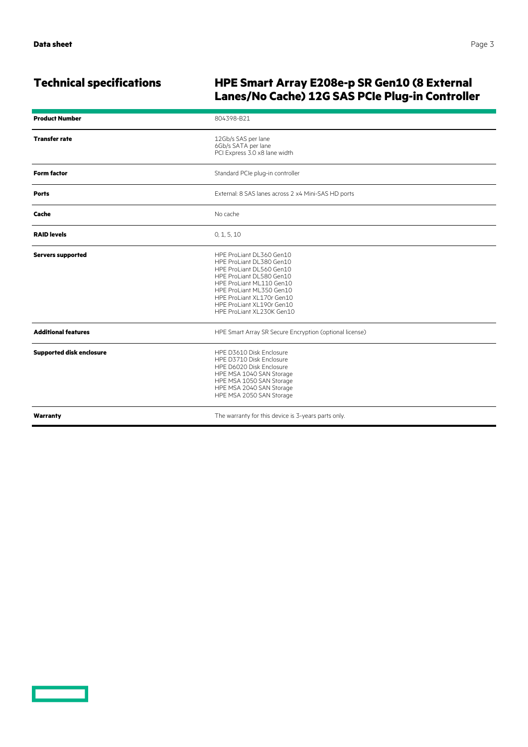## Technical specifications

## HPE Smart Array E208e-p SR Gen10 (8 External Lanes/No Cache) 12G SAS PCIe Plug-in Controller

| | |
|---|---|
| **Product Number** | 804398-B21 |
| **Transfer rate** | 12Gb/s SAS per lane<br>6Gb/s SATA per lane<br>PCI Express 3.0 x8 lane width |
| **Form factor** | Standard PCIe plug-in controller |
| **Ports** | External: 8 SAS lanes across 2 x4 Mini-SAS HD ports |
| **Cache** | No cache |
| **RAID levels** | 0, 1, 5, 10 |
| **Servers supported** | HPE ProLiant DL360 Gen10<br>HPE ProLiant DL380 Gen10<br>HPE ProLiant DL560 Gen10<br>HPE ProLiant DL580 Gen10<br>HPE ProLiant ML110 Gen10<br>HPE ProLiant ML350 Gen10<br>HPE ProLiant XL170r Gen10<br>HPE ProLiant XL190r Gen10<br>HPE ProLiant XL230K Gen10 |
| **Additional features** | HPE Smart Array SR Secure Encryption (optional license) |
| **Supported disk enclosure** | HPE D3610 Disk Enclosure<br>HPE D3710 Disk Enclosure<br>HPE D6020 Disk Enclosure<br>HPE MSA 1040 SAN Storage<br>HPE MSA 1050 SAN Storage<br>HPE MSA 2040 SAN Storage<br>HPE MSA 2050 SAN Storage |
| **Warranty** | The warranty for this device is 3-years parts only. |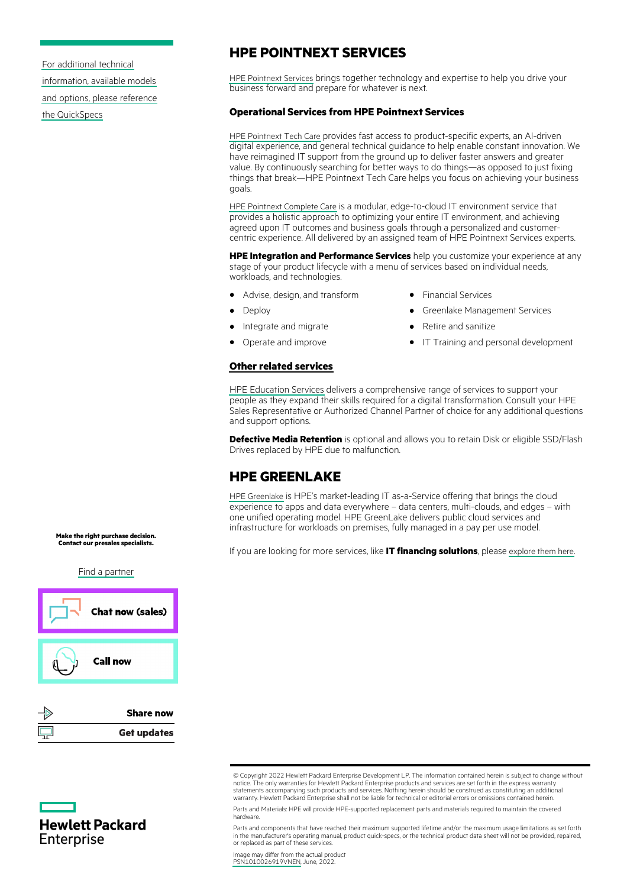For additional technical information, available models and options, please reference the QuickSpecs

# HPE POINTNEXT SERVICES

HPE Pointnext Services brings together technology and expertise to help you drive your business forward and prepare for whatever is next.

### Operational Services from HPE Pointnext Services

HPE Pointnext Tech Care provides fast access to product-specific experts, an AI-driven digital experience, and general technical guidance to help enable constant innovation. We have reimagined IT support from the ground up to deliver faster answers and greater value. By continuously searching for better ways to do things—as opposed to just fixing things that break—HPE Pointnext Tech Care helps you focus on achieving your business goals.

HPE Pointnext Complete Care is a modular, edge-to-cloud IT environment service that provides a holistic approach to optimizing your entire IT environment, and achieving agreed upon IT outcomes and business goals through a personalized and customer-centric experience. All delivered by an assigned team of HPE Pointnext Services experts.

**HPE Integration and Performance Services** help you customize your experience at any stage of your product lifecycle with a menu of services based on individual needs, workloads, and technologies.

- Advise, design, and transform
- Deploy
- Integrate and migrate
- Operate and improve
- Financial Services
- Greenlake Management Services
- Retire and sanitize
- IT Training and personal development

### Other related services

HPE Education Services delivers a comprehensive range of services to support your people as they expand their skills required for a digital transformation. Consult your HPE Sales Representative or Authorized Channel Partner of choice for any additional questions and support options.

**Defective Media Retention** is optional and allows you to retain Disk or eligible SSD/Flash Drives replaced by HPE due to malfunction.

# HPE GREENLAKE

HPE Greenlake is HPE's market-leading IT as-a-Service offering that brings the cloud experience to apps and data everywhere – data centers, multi-clouds, and edges – with one unified operating model. HPE GreenLake delivers public cloud services and infrastructure for workloads on premises, fully managed in a pay per use model.

If you are looking for more services, like **IT financing solutions**, please explore them here.

**Make the right purchase decision. Contact our presales specialists.**

Find a partner

Chat now (sales)

Call now

Share now

Get updates

Hewlett Packard Enterprise

© Copyright 2022 Hewlett Packard Enterprise Development LP. The information contained herein is subject to change without notice. The only warranties for Hewlett Packard Enterprise products and services are set forth in the express warranty statements accompanying such products and services. Nothing herein should be construed as constituting an additional warranty. Hewlett Packard Enterprise shall not be liable for technical or editorial errors or omissions contained herein.

Parts and Materials: HPE will provide HPE-supported replacement parts and materials required to maintain the covered hardware.

Parts and components that have reached their maximum supported lifetime and/or the maximum usage limitations as set forth in the manufacturer's operating manual, product quick-specs, or the technical product data sheet will not be provided, repaired, or replaced as part of these services.

Image may differ from the actual product

PSN1010026919VNEN, June, 2022.